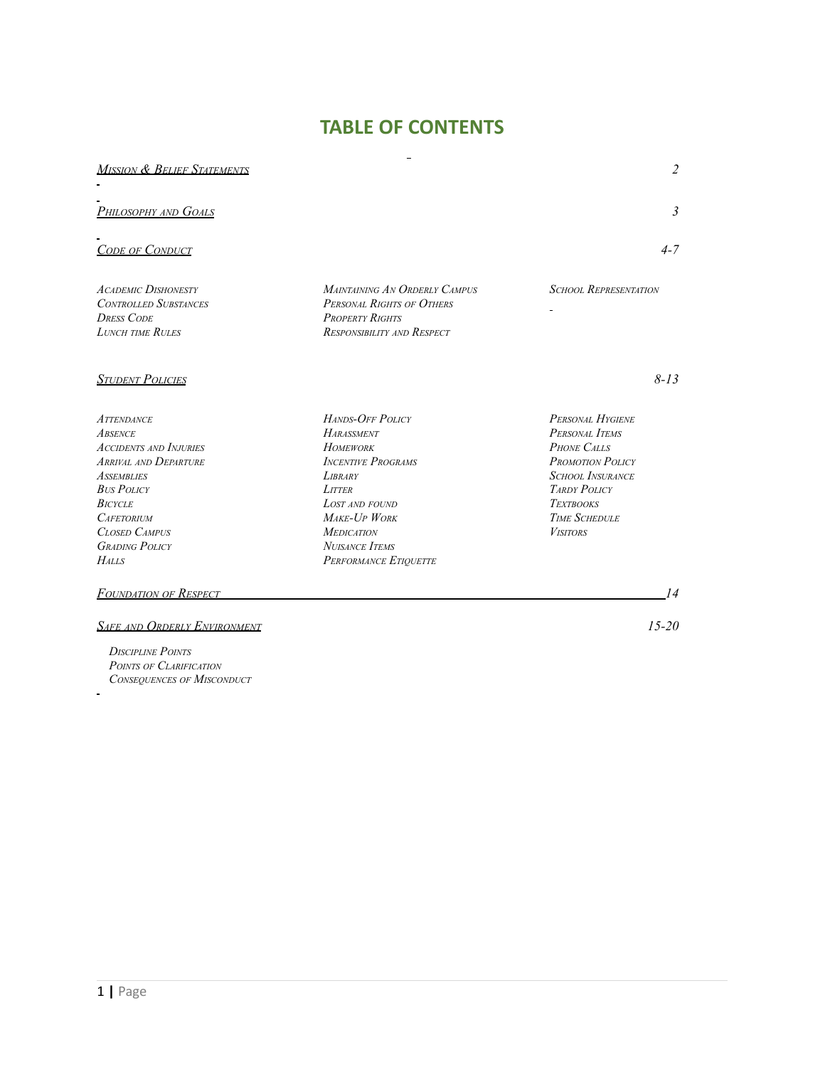# TABLE OF CONTENTS

| | |
|---|---|
| *Mission & Belief Statements* | 2 |
| *Philosophy and Goals* | 3 |
| *Code of Conduct* | 4-7 |

*Academic Dishonesty*
*Controlled Substances*
*Dress Code*
*Lunch time Rules*
*Maintaining An Orderly Campus*
*Personal Rights of Others*
*Property Rights*
*Responsibility and Respect*
*School Representation*

| | |
|---|---|
| *Student Policies* | 8-13 |

*Attendance*
*Absence*
*Accidents and Injuries*
*Arrival and Departure*
*Assemblies*
*Bus Policy*
*Bicycle*
*Cafetorium*
*Closed Campus*
*Grading Policy*
*Halls*
*Hands-Off Policy*
*Harassment*
*Homework*
*Incentive Programs*
*Library*
*Litter*
*Lost and found*
*Make-Up Work*
*Medication*
*Nuisance Items*
*Performance Etiquette*
*Personal Hygiene*
*Personal Items*
*Phone Calls*
*Promotion Policy*
*School Insurance*
*Tardy Policy*
*Textbooks*
*Time Schedule*
*Visitors*

| | |
|---|---|
| *Foundation of Respect* | 14 |
| *Safe and Orderly Environment* | 15-20 |

*Discipline Points*
*Points of Clarification*
*Consequences of Misconduct*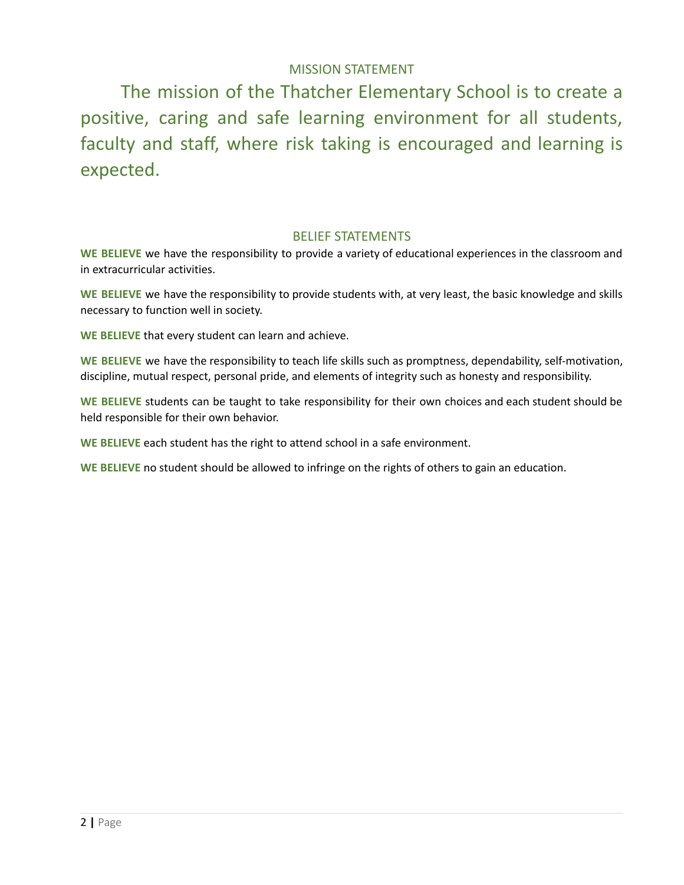## MISSION STATEMENT

The mission of the Thatcher Elementary School is to create a positive, caring and safe learning environment for all students, faculty and staff, where risk taking is encouraged and learning is expected.

## BELIEF STATEMENTS

**WE BELIEVE** we have the responsibility to provide a variety of educational experiences in the classroom and in extracurricular activities.

**WE BELIEVE** we have the responsibility to provide students with, at very least, the basic knowledge and skills necessary to function well in society.

**WE BELIEVE** that every student can learn and achieve.

**WE BELIEVE** we have the responsibility to teach life skills such as promptness, dependability, self-motivation, discipline, mutual respect, personal pride, and elements of integrity such as honesty and responsibility.

**WE BELIEVE** students can be taught to take responsibility for their own choices and each student should be held responsible for their own behavior.

**WE BELIEVE** each student has the right to attend school in a safe environment.

**WE BELIEVE** no student should be allowed to infringe on the rights of others to gain an education.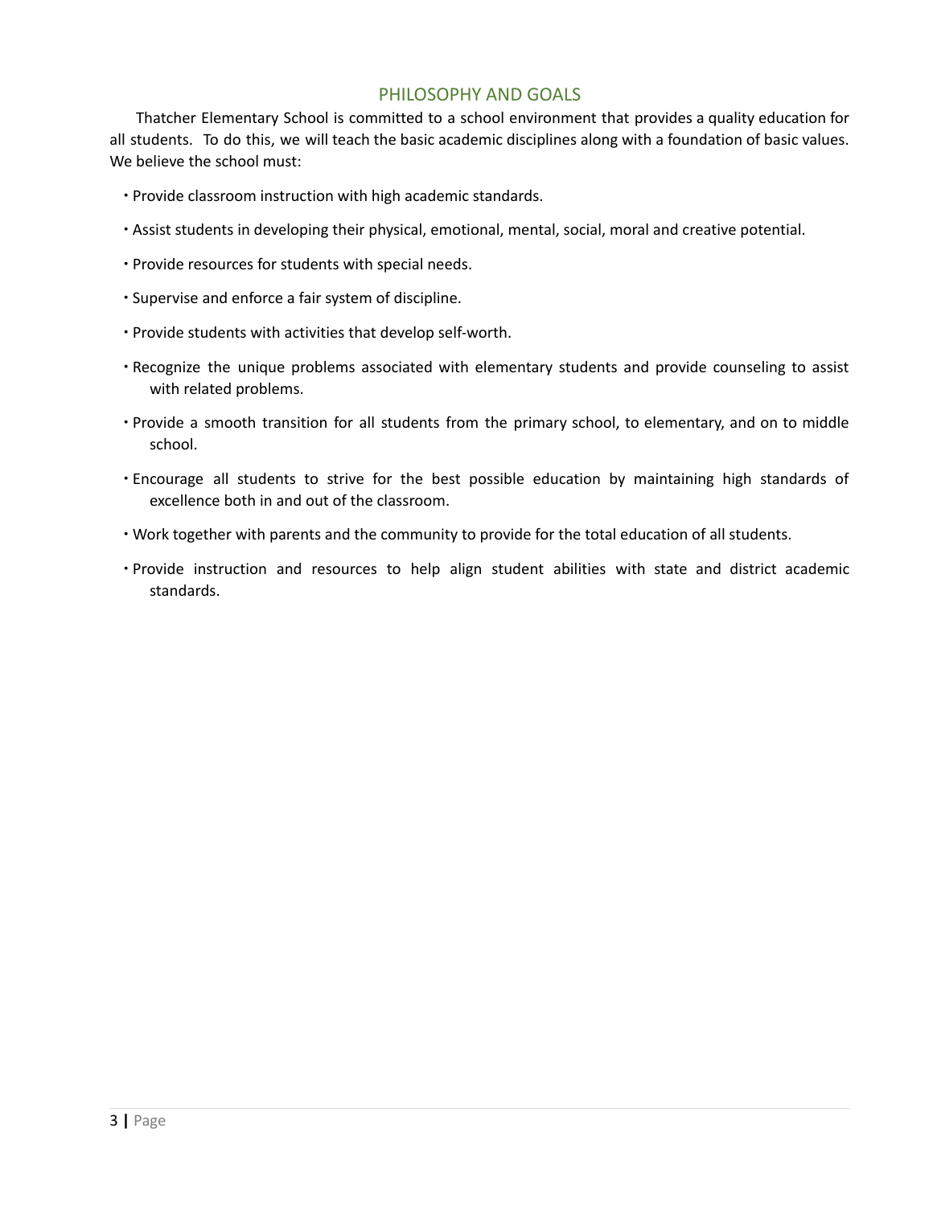# PHILOSOPHY AND GOALS

Thatcher Elementary School is committed to a school environment that provides a quality education for all students. To do this, we will teach the basic academic disciplines along with a foundation of basic values. We believe the school must:

- Provide classroom instruction with high academic standards.
- Assist students in developing their physical, emotional, mental, social, moral and creative potential.
- Provide resources for students with special needs.
- Supervise and enforce a fair system of discipline.
- Provide students with activities that develop self-worth.
- Recognize the unique problems associated with elementary students and provide counseling to assist with related problems.
- Provide a smooth transition for all students from the primary school, to elementary, and on to middle school.
- Encourage all students to strive for the best possible education by maintaining high standards of excellence both in and out of the classroom.
- Work together with parents and the community to provide for the total education of all students.
- Provide instruction and resources to help align student abilities with state and district academic standards.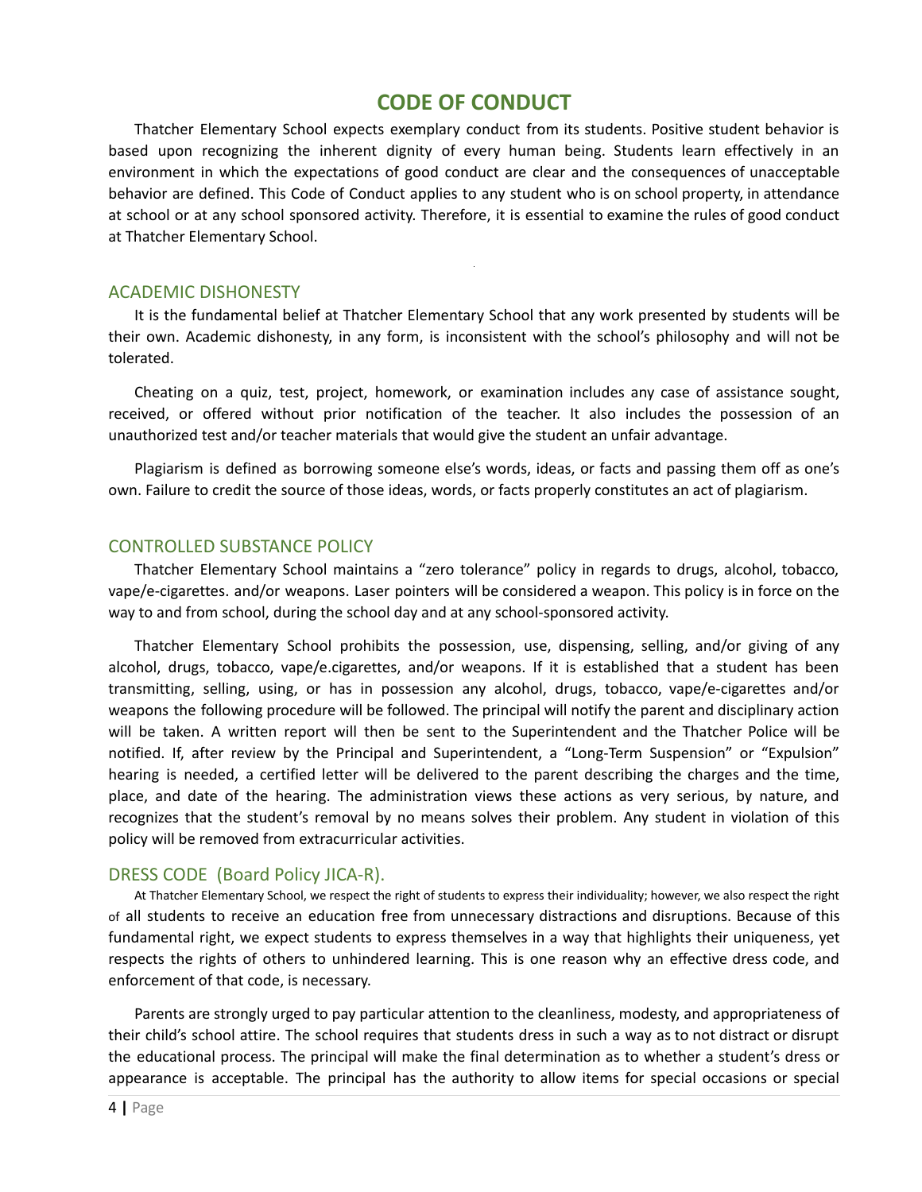# CODE OF CONDUCT

Thatcher Elementary School expects exemplary conduct from its students. Positive student behavior is based upon recognizing the inherent dignity of every human being. Students learn effectively in an environment in which the expectations of good conduct are clear and the consequences of unacceptable behavior are defined. This Code of Conduct applies to any student who is on school property, in attendance at school or at any school sponsored activity. Therefore, it is essential to examine the rules of good conduct at Thatcher Elementary School.

## ACADEMIC DISHONESTY

It is the fundamental belief at Thatcher Elementary School that any work presented by students will be their own. Academic dishonesty, in any form, is inconsistent with the school's philosophy and will not be tolerated.

Cheating on a quiz, test, project, homework, or examination includes any case of assistance sought, received, or offered without prior notification of the teacher. It also includes the possession of an unauthorized test and/or teacher materials that would give the student an unfair advantage.

Plagiarism is defined as borrowing someone else's words, ideas, or facts and passing them off as one's own. Failure to credit the source of those ideas, words, or facts properly constitutes an act of plagiarism.

## CONTROLLED SUBSTANCE POLICY

Thatcher Elementary School maintains a "zero tolerance" policy in regards to drugs, alcohol, tobacco, vape/e-cigarettes. and/or weapons. Laser pointers will be considered a weapon. This policy is in force on the way to and from school, during the school day and at any school-sponsored activity.

Thatcher Elementary School prohibits the possession, use, dispensing, selling, and/or giving of any alcohol, drugs, tobacco, vape/e.cigarettes, and/or weapons. If it is established that a student has been transmitting, selling, using, or has in possession any alcohol, drugs, tobacco, vape/e-cigarettes and/or weapons the following procedure will be followed. The principal will notify the parent and disciplinary action will be taken. A written report will then be sent to the Superintendent and the Thatcher Police will be notified. If, after review by the Principal and Superintendent, a "Long-Term Suspension" or "Expulsion" hearing is needed, a certified letter will be delivered to the parent describing the charges and the time, place, and date of the hearing. The administration views these actions as very serious, by nature, and recognizes that the student's removal by no means solves their problem. Any student in violation of this policy will be removed from extracurricular activities.

## DRESS CODE (Board Policy JICA-R).

At Thatcher Elementary School, we respect the right of students to express their individuality; however, we also respect the right of all students to receive an education free from unnecessary distractions and disruptions. Because of this fundamental right, we expect students to express themselves in a way that highlights their uniqueness, yet respects the rights of others to unhindered learning. This is one reason why an effective dress code, and enforcement of that code, is necessary.

Parents are strongly urged to pay particular attention to the cleanliness, modesty, and appropriateness of their child's school attire. The school requires that students dress in such a way as to not distract or disrupt the educational process. The principal will make the final determination as to whether a student's dress or appearance is acceptable. The principal has the authority to allow items for special occasions or special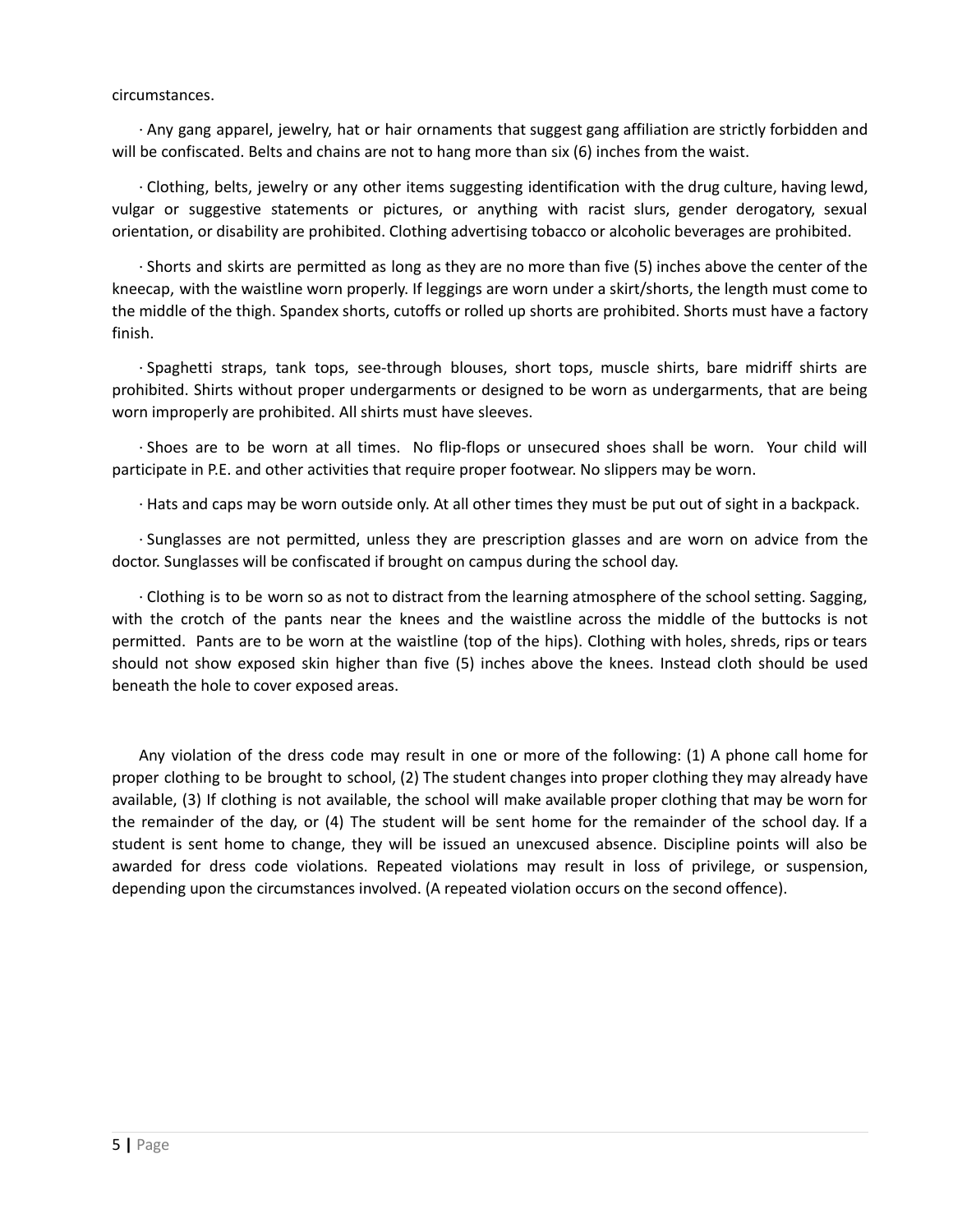circumstances.

· Any gang apparel, jewelry, hat or hair ornaments that suggest gang affiliation are strictly forbidden and will be confiscated. Belts and chains are not to hang more than six (6) inches from the waist.

· Clothing, belts, jewelry or any other items suggesting identification with the drug culture, having lewd, vulgar or suggestive statements or pictures, or anything with racist slurs, gender derogatory, sexual orientation, or disability are prohibited. Clothing advertising tobacco or alcoholic beverages are prohibited.

· Shorts and skirts are permitted as long as they are no more than five (5) inches above the center of the kneecap, with the waistline worn properly. If leggings are worn under a skirt/shorts, the length must come to the middle of the thigh. Spandex shorts, cutoffs or rolled up shorts are prohibited. Shorts must have a factory finish.

· Spaghetti straps, tank tops, see-through blouses, short tops, muscle shirts, bare midriff shirts are prohibited. Shirts without proper undergarments or designed to be worn as undergarments, that are being worn improperly are prohibited. All shirts must have sleeves.

· Shoes are to be worn at all times. No flip-flops or unsecured shoes shall be worn. Your child will participate in P.E. and other activities that require proper footwear. No slippers may be worn.

· Hats and caps may be worn outside only. At all other times they must be put out of sight in a backpack.

· Sunglasses are not permitted, unless they are prescription glasses and are worn on advice from the doctor. Sunglasses will be confiscated if brought on campus during the school day.

· Clothing is to be worn so as not to distract from the learning atmosphere of the school setting. Sagging, with the crotch of the pants near the knees and the waistline across the middle of the buttocks is not permitted. Pants are to be worn at the waistline (top of the hips). Clothing with holes, shreds, rips or tears should not show exposed skin higher than five (5) inches above the knees. Instead cloth should be used beneath the hole to cover exposed areas.

Any violation of the dress code may result in one or more of the following: (1) A phone call home for proper clothing to be brought to school, (2) The student changes into proper clothing they may already have available, (3) If clothing is not available, the school will make available proper clothing that may be worn for the remainder of the day, or (4) The student will be sent home for the remainder of the school day. If a student is sent home to change, they will be issued an unexcused absence. Discipline points will also be awarded for dress code violations. Repeated violations may result in loss of privilege, or suspension, depending upon the circumstances involved. (A repeated violation occurs on the second offence).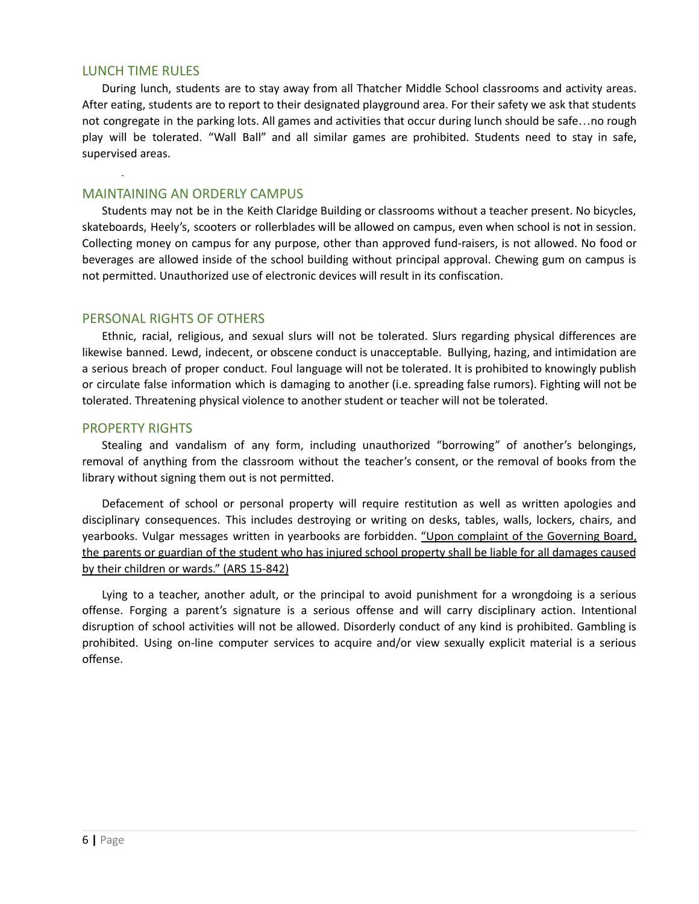## LUNCH TIME RULES

During lunch, students are to stay away from all Thatcher Middle School classrooms and activity areas. After eating, students are to report to their designated playground area. For their safety we ask that students not congregate in the parking lots. All games and activities that occur during lunch should be safe…no rough play will be tolerated. "Wall Ball" and all similar games are prohibited. Students need to stay in safe, supervised areas.

## MAINTAINING AN ORDERLY CAMPUS

Students may not be in the Keith Claridge Building or classrooms without a teacher present. No bicycles, skateboards, Heely's, scooters or rollerblades will be allowed on campus, even when school is not in session. Collecting money on campus for any purpose, other than approved fund-raisers, is not allowed. No food or beverages are allowed inside of the school building without principal approval. Chewing gum on campus is not permitted. Unauthorized use of electronic devices will result in its confiscation.

## PERSONAL RIGHTS OF OTHERS

Ethnic, racial, religious, and sexual slurs will not be tolerated. Slurs regarding physical differences are likewise banned. Lewd, indecent, or obscene conduct is unacceptable. Bullying, hazing, and intimidation are a serious breach of proper conduct. Foul language will not be tolerated. It is prohibited to knowingly publish or circulate false information which is damaging to another (i.e. spreading false rumors). Fighting will not be tolerated. Threatening physical violence to another student or teacher will not be tolerated.

## PROPERTY RIGHTS

Stealing and vandalism of any form, including unauthorized "borrowing" of another's belongings, removal of anything from the classroom without the teacher's consent, or the removal of books from the library without signing them out is not permitted.

Defacement of school or personal property will require restitution as well as written apologies and disciplinary consequences. This includes destroying or writing on desks, tables, walls, lockers, chairs, and yearbooks. Vulgar messages written in yearbooks are forbidden. <u>"Upon complaint of the Governing Board, the parents or guardian of the student who has injured school property shall be liable for all damages caused by their children or wards." (ARS 15-842)</u>

Lying to a teacher, another adult, or the principal to avoid punishment for a wrongdoing is a serious offense. Forging a parent's signature is a serious offense and will carry disciplinary action. Intentional disruption of school activities will not be allowed. Disorderly conduct of any kind is prohibited. Gambling is prohibited. Using on-line computer services to acquire and/or view sexually explicit material is a serious offense.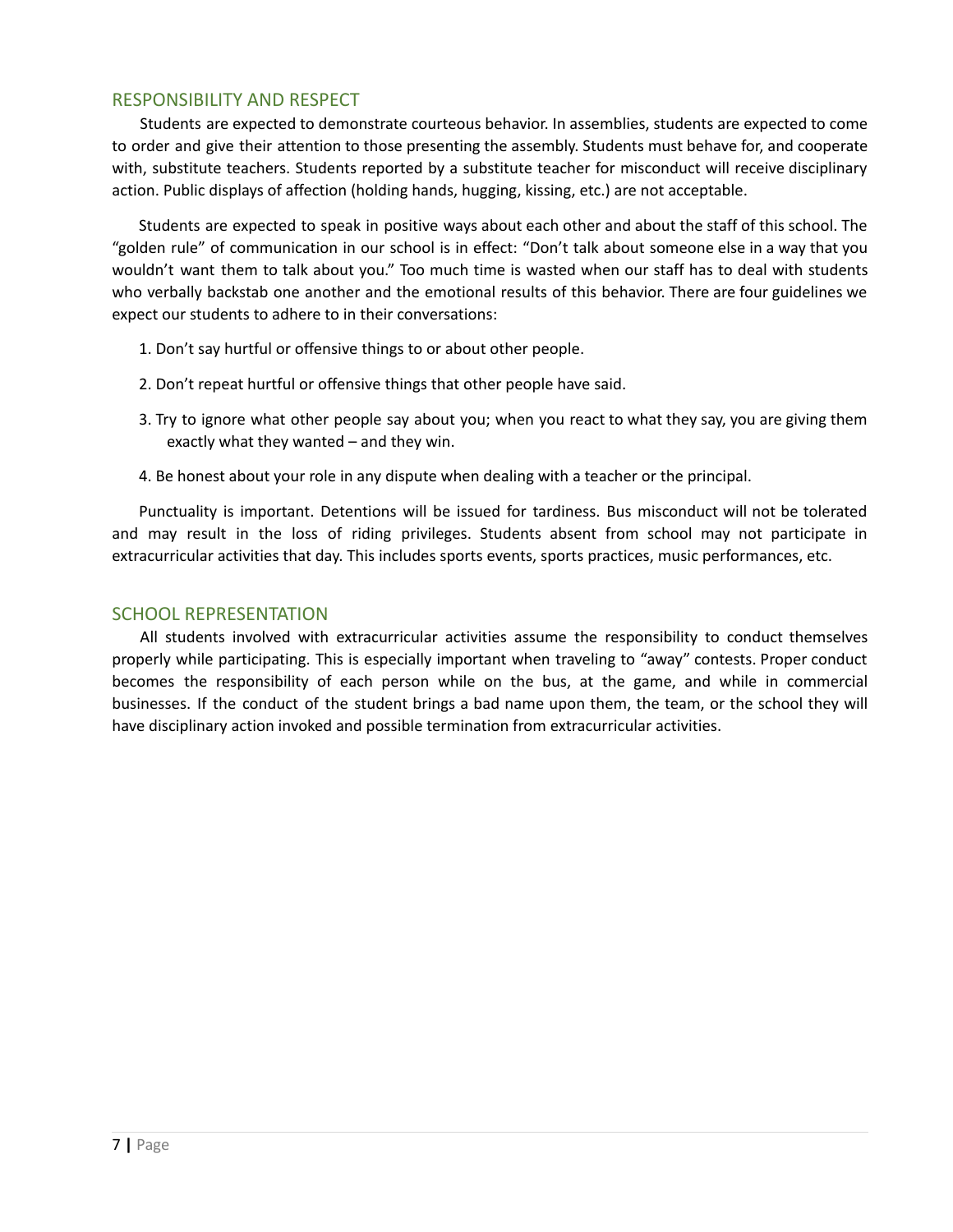## RESPONSIBILITY AND RESPECT

Students are expected to demonstrate courteous behavior. In assemblies, students are expected to come to order and give their attention to those presenting the assembly. Students must behave for, and cooperate with, substitute teachers. Students reported by a substitute teacher for misconduct will receive disciplinary action. Public displays of affection (holding hands, hugging, kissing, etc.) are not acceptable.

Students are expected to speak in positive ways about each other and about the staff of this school. The "golden rule" of communication in our school is in effect: "Don't talk about someone else in a way that you wouldn't want them to talk about you." Too much time is wasted when our staff has to deal with students who verbally backstab one another and the emotional results of this behavior. There are four guidelines we expect our students to adhere to in their conversations:

1. Don't say hurtful or offensive things to or about other people.
2. Don't repeat hurtful or offensive things that other people have said.
3. Try to ignore what other people say about you; when you react to what they say, you are giving them exactly what they wanted – and they win.
4. Be honest about your role in any dispute when dealing with a teacher or the principal.

Punctuality is important. Detentions will be issued for tardiness. Bus misconduct will not be tolerated and may result in the loss of riding privileges. Students absent from school may not participate in extracurricular activities that day. This includes sports events, sports practices, music performances, etc.

## SCHOOL REPRESENTATION

All students involved with extracurricular activities assume the responsibility to conduct themselves properly while participating. This is especially important when traveling to "away" contests. Proper conduct becomes the responsibility of each person while on the bus, at the game, and while in commercial businesses. If the conduct of the student brings a bad name upon them, the team, or the school they will have disciplinary action invoked and possible termination from extracurricular activities.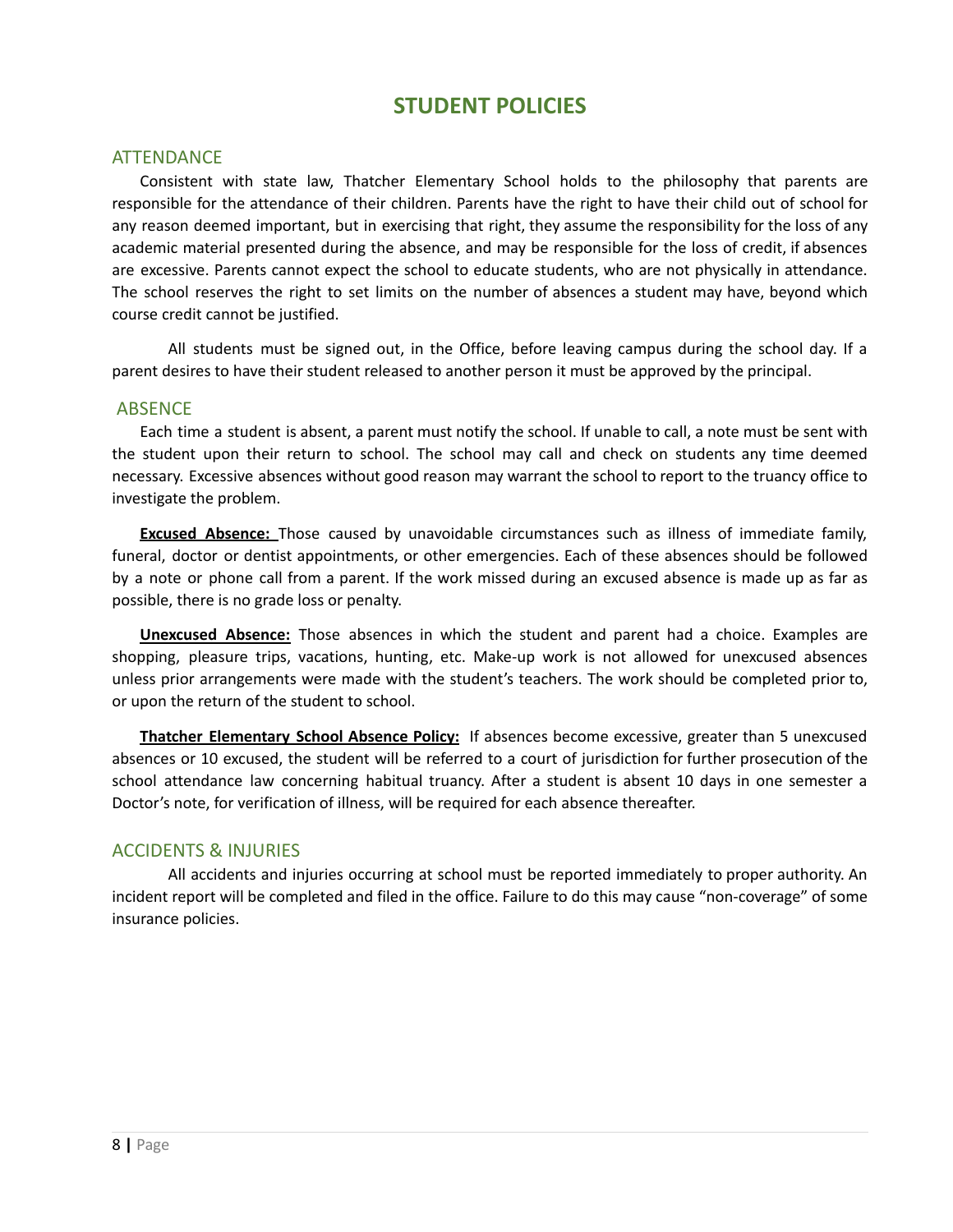# STUDENT POLICIES

## ATTENDANCE

Consistent with state law, Thatcher Elementary School holds to the philosophy that parents are responsible for the attendance of their children. Parents have the right to have their child out of school for any reason deemed important, but in exercising that right, they assume the responsibility for the loss of any academic material presented during the absence, and may be responsible for the loss of credit, if absences are excessive. Parents cannot expect the school to educate students, who are not physically in attendance. The school reserves the right to set limits on the number of absences a student may have, beyond which course credit cannot be justified.

All students must be signed out, in the Office, before leaving campus during the school day. If a parent desires to have their student released to another person it must be approved by the principal.

## ABSENCE

Each time a student is absent, a parent must notify the school. If unable to call, a note must be sent with the student upon their return to school. The school may call and check on students any time deemed necessary. Excessive absences without good reason may warrant the school to report to the truancy office to investigate the problem.

**Excused Absence:** Those caused by unavoidable circumstances such as illness of immediate family, funeral, doctor or dentist appointments, or other emergencies. Each of these absences should be followed by a note or phone call from a parent. If the work missed during an excused absence is made up as far as possible, there is no grade loss or penalty.

**Unexcused Absence:** Those absences in which the student and parent had a choice. Examples are shopping, pleasure trips, vacations, hunting, etc. Make-up work is not allowed for unexcused absences unless prior arrangements were made with the student's teachers. The work should be completed prior to, or upon the return of the student to school.

**Thatcher Elementary School Absence Policy:** If absences become excessive, greater than 5 unexcused absences or 10 excused, the student will be referred to a court of jurisdiction for further prosecution of the school attendance law concerning habitual truancy. After a student is absent 10 days in one semester a Doctor's note, for verification of illness, will be required for each absence thereafter.

## ACCIDENTS & INJURIES

All accidents and injuries occurring at school must be reported immediately to proper authority. An incident report will be completed and filed in the office. Failure to do this may cause "non-coverage" of some insurance policies.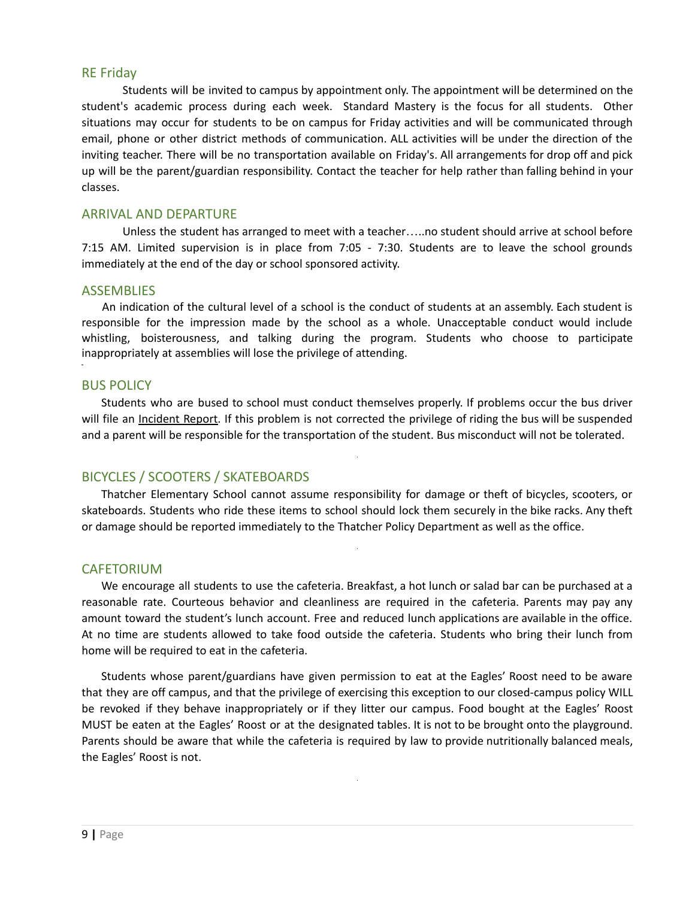## RE Friday

Students will be invited to campus by appointment only. The appointment will be determined on the student's academic process during each week. Standard Mastery is the focus for all students. Other situations may occur for students to be on campus for Friday activities and will be communicated through email, phone or other district methods of communication. ALL activities will be under the direction of the inviting teacher. There will be no transportation available on Friday's. All arrangements for drop off and pick up will be the parent/guardian responsibility. Contact the teacher for help rather than falling behind in your classes.

## ARRIVAL AND DEPARTURE

Unless the student has arranged to meet with a teacher…..no student should arrive at school before 7:15 AM. Limited supervision is in place from 7:05 - 7:30. Students are to leave the school grounds immediately at the end of the day or school sponsored activity.

## ASSEMBLIES

An indication of the cultural level of a school is the conduct of students at an assembly. Each student is responsible for the impression made by the school as a whole. Unacceptable conduct would include whistling, boisterousness, and talking during the program. Students who choose to participate inappropriately at assemblies will lose the privilege of attending.

## BUS POLICY

Students who are bused to school must conduct themselves properly. If problems occur the bus driver will file an Incident Report. If this problem is not corrected the privilege of riding the bus will be suspended and a parent will be responsible for the transportation of the student. Bus misconduct will not be tolerated.

## BICYCLES / SCOOTERS / SKATEBOARDS

Thatcher Elementary School cannot assume responsibility for damage or theft of bicycles, scooters, or skateboards. Students who ride these items to school should lock them securely in the bike racks. Any theft or damage should be reported immediately to the Thatcher Policy Department as well as the office.

## CAFETORIUM

We encourage all students to use the cafeteria. Breakfast, a hot lunch or salad bar can be purchased at a reasonable rate. Courteous behavior and cleanliness are required in the cafeteria. Parents may pay any amount toward the student's lunch account. Free and reduced lunch applications are available in the office. At no time are students allowed to take food outside the cafeteria. Students who bring their lunch from home will be required to eat in the cafeteria.

Students whose parent/guardians have given permission to eat at the Eagles' Roost need to be aware that they are off campus, and that the privilege of exercising this exception to our closed-campus policy WILL be revoked if they behave inappropriately or if they litter our campus. Food bought at the Eagles' Roost MUST be eaten at the Eagles' Roost or at the designated tables. It is not to be brought onto the playground. Parents should be aware that while the cafeteria is required by law to provide nutritionally balanced meals, the Eagles' Roost is not.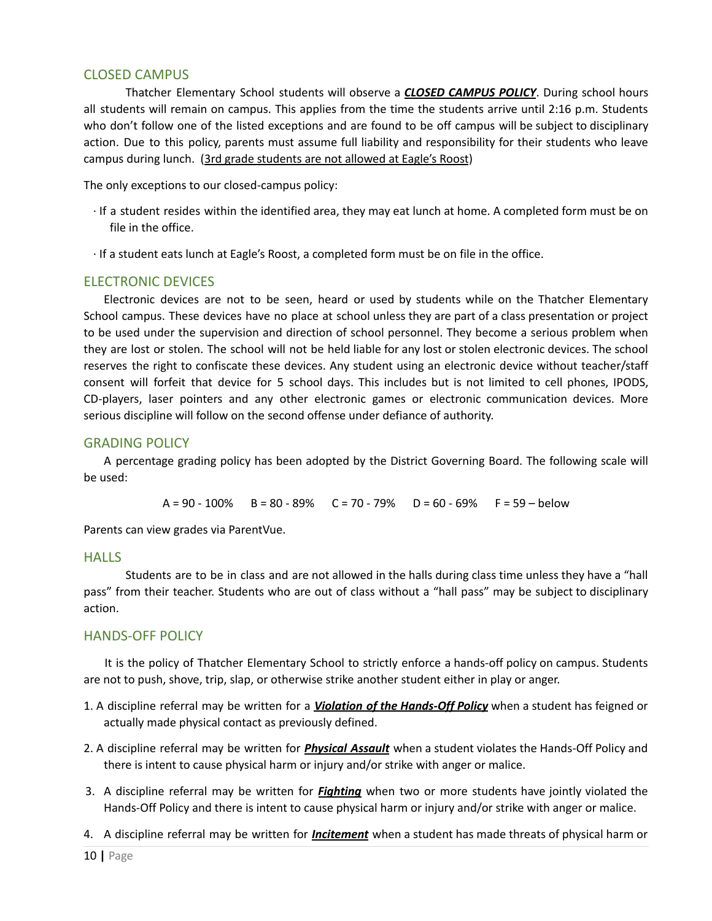## CLOSED CAMPUS

Thatcher Elementary School students will observe a ***CLOSED CAMPUS POLICY***. During school hours all students will remain on campus. This applies from the time the students arrive until 2:16 p.m. Students who don't follow one of the listed exceptions and are found to be off campus will be subject to disciplinary action. Due to this policy, parents must assume full liability and responsibility for their students who leave campus during lunch. (<u>3rd grade students are not allowed at Eagle's Roost</u>)

The only exceptions to our closed-campus policy:

- If a student resides within the identified area, they may eat lunch at home. A completed form must be on file in the office.
- If a student eats lunch at Eagle's Roost, a completed form must be on file in the office.

## ELECTRONIC DEVICES

Electronic devices are not to be seen, heard or used by students while on the Thatcher Elementary School campus. These devices have no place at school unless they are part of a class presentation or project to be used under the supervision and direction of school personnel. They become a serious problem when they are lost or stolen. The school will not be held liable for any lost or stolen electronic devices. The school reserves the right to confiscate these devices. Any student using an electronic device without teacher/staff consent will forfeit that device for 5 school days. This includes but is not limited to cell phones, IPODS, CD-players, laser pointers and any other electronic games or electronic communication devices. More serious discipline will follow on the second offense under defiance of authority.

## GRADING POLICY

A percentage grading policy has been adopted by the District Governing Board. The following scale will be used:

A = 90 - 100% B = 80 - 89% C = 70 - 79% D = 60 - 69% F = 59 – below

Parents can view grades via ParentVue.

## HALLS

Students are to be in class and are not allowed in the halls during class time unless they have a "hall pass" from their teacher. Students who are out of class without a "hall pass" may be subject to disciplinary action.

## HANDS-OFF POLICY

It is the policy of Thatcher Elementary School to strictly enforce a hands-off policy on campus. Students are not to push, shove, trip, slap, or otherwise strike another student either in play or anger.

1. A discipline referral may be written for a ***Violation of the Hands-Off Policy*** when a student has feigned or actually made physical contact as previously defined.
2. A discipline referral may be written for ***Physical Assault*** when a student violates the Hands-Off Policy and there is intent to cause physical harm or injury and/or strike with anger or malice.
3. A discipline referral may be written for ***Fighting*** when two or more students have jointly violated the Hands-Off Policy and there is intent to cause physical harm or injury and/or strike with anger or malice.
4. A discipline referral may be written for ***Incitement*** when a student has made threats of physical harm or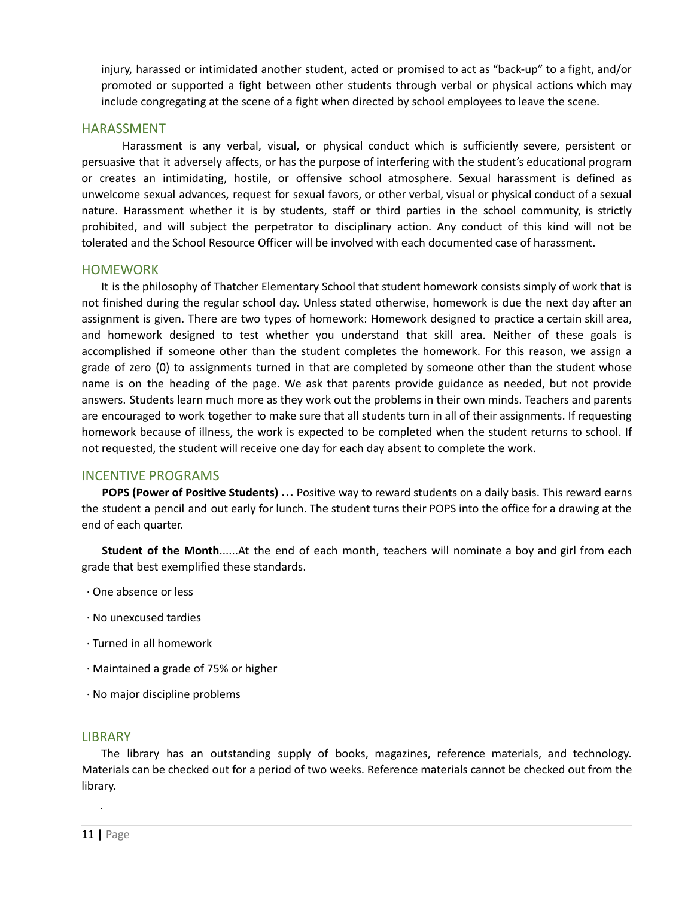injury, harassed or intimidated another student, acted or promised to act as "back-up" to a fight, and/or promoted or supported a fight between other students through verbal or physical actions which may include congregating at the scene of a fight when directed by school employees to leave the scene.

## HARASSMENT

Harassment is any verbal, visual, or physical conduct which is sufficiently severe, persistent or persuasive that it adversely affects, or has the purpose of interfering with the student's educational program or creates an intimidating, hostile, or offensive school atmosphere. Sexual harassment is defined as unwelcome sexual advances, request for sexual favors, or other verbal, visual or physical conduct of a sexual nature. Harassment whether it is by students, staff or third parties in the school community, is strictly prohibited, and will subject the perpetrator to disciplinary action. Any conduct of this kind will not be tolerated and the School Resource Officer will be involved with each documented case of harassment.

## HOMEWORK

It is the philosophy of Thatcher Elementary School that student homework consists simply of work that is not finished during the regular school day. Unless stated otherwise, homework is due the next day after an assignment is given. There are two types of homework: Homework designed to practice a certain skill area, and homework designed to test whether you understand that skill area. Neither of these goals is accomplished if someone other than the student completes the homework. For this reason, we assign a grade of zero (0) to assignments turned in that are completed by someone other than the student whose name is on the heading of the page. We ask that parents provide guidance as needed, but not provide answers. Students learn much more as they work out the problems in their own minds. Teachers and parents are encouraged to work together to make sure that all students turn in all of their assignments. If requesting homework because of illness, the work is expected to be completed when the student returns to school. If not requested, the student will receive one day for each day absent to complete the work.

## INCENTIVE PROGRAMS

**POPS (Power of Positive Students) …** Positive way to reward students on a daily basis. This reward earns the student a pencil and out early for lunch. The student turns their POPS into the office for a drawing at the end of each quarter.

**Student of the Month**......At the end of each month, teachers will nominate a boy and girl from each grade that best exemplified these standards.

- One absence or less
- No unexcused tardies
- Turned in all homework
- Maintained a grade of 75% or higher
- No major discipline problems

## LIBRARY

The library has an outstanding supply of books, magazines, reference materials, and technology. Materials can be checked out for a period of two weeks. Reference materials cannot be checked out from the library.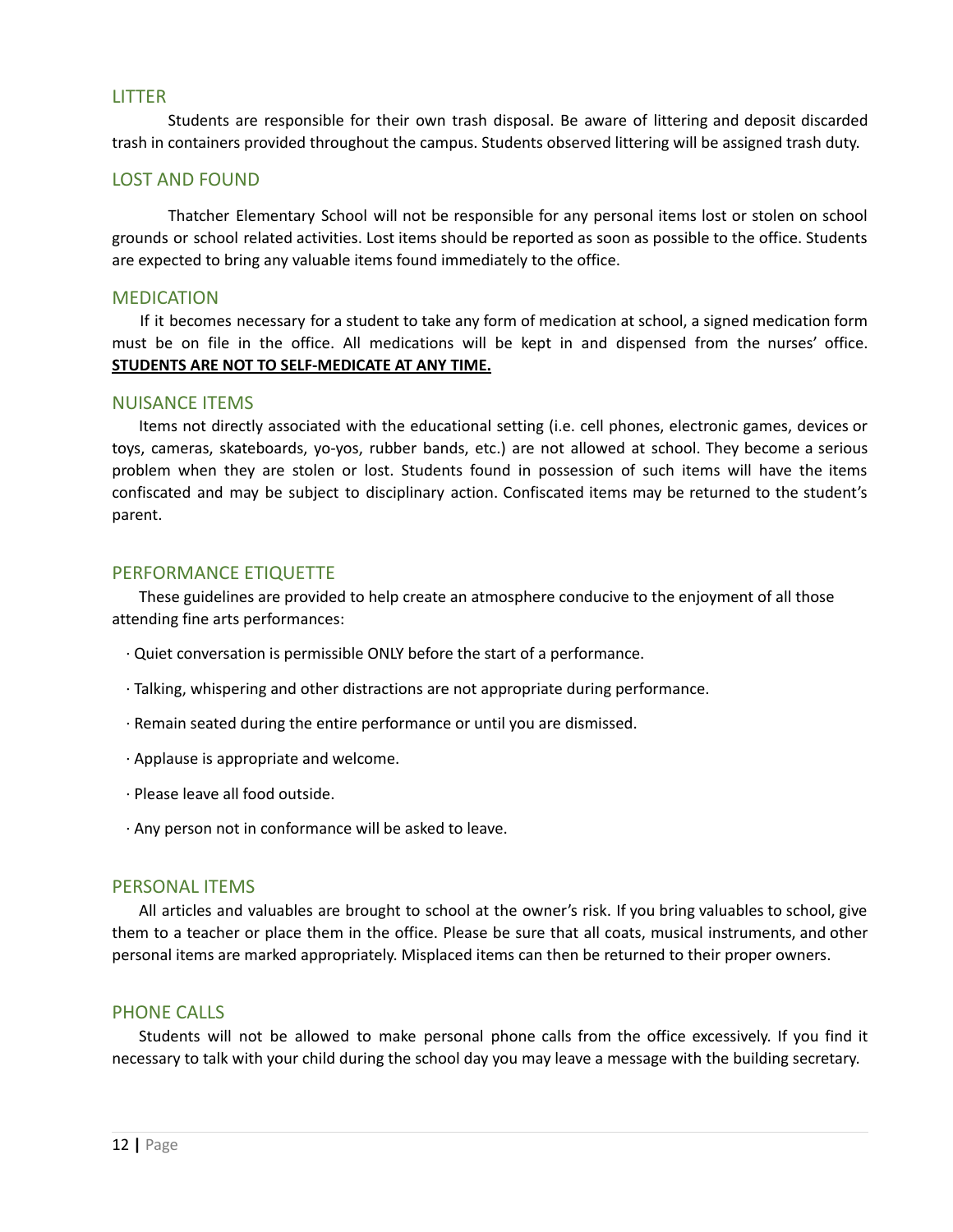## LITTER

Students are responsible for their own trash disposal. Be aware of littering and deposit discarded trash in containers provided throughout the campus. Students observed littering will be assigned trash duty.

## LOST AND FOUND

Thatcher Elementary School will not be responsible for any personal items lost or stolen on school grounds or school related activities. Lost items should be reported as soon as possible to the office. Students are expected to bring any valuable items found immediately to the office.

## MEDICATION

If it becomes necessary for a student to take any form of medication at school, a signed medication form must be on file in the office. All medications will be kept in and dispensed from the nurses' office. **STUDENTS ARE NOT TO SELF-MEDICATE AT ANY TIME.**

## NUISANCE ITEMS

Items not directly associated with the educational setting (i.e. cell phones, electronic games, devices or toys, cameras, skateboards, yo-yos, rubber bands, etc.) are not allowed at school. They become a serious problem when they are stolen or lost. Students found in possession of such items will have the items confiscated and may be subject to disciplinary action. Confiscated items may be returned to the student's parent.

## PERFORMANCE ETIQUETTE

These guidelines are provided to help create an atmosphere conducive to the enjoyment of all those attending fine arts performances:

- Quiet conversation is permissible ONLY before the start of a performance.
- Talking, whispering and other distractions are not appropriate during performance.
- Remain seated during the entire performance or until you are dismissed.
- Applause is appropriate and welcome.
- Please leave all food outside.
- Any person not in conformance will be asked to leave.

## PERSONAL ITEMS

All articles and valuables are brought to school at the owner's risk. If you bring valuables to school, give them to a teacher or place them in the office. Please be sure that all coats, musical instruments, and other personal items are marked appropriately. Misplaced items can then be returned to their proper owners.

## PHONE CALLS

Students will not be allowed to make personal phone calls from the office excessively. If you find it necessary to talk with your child during the school day you may leave a message with the building secretary.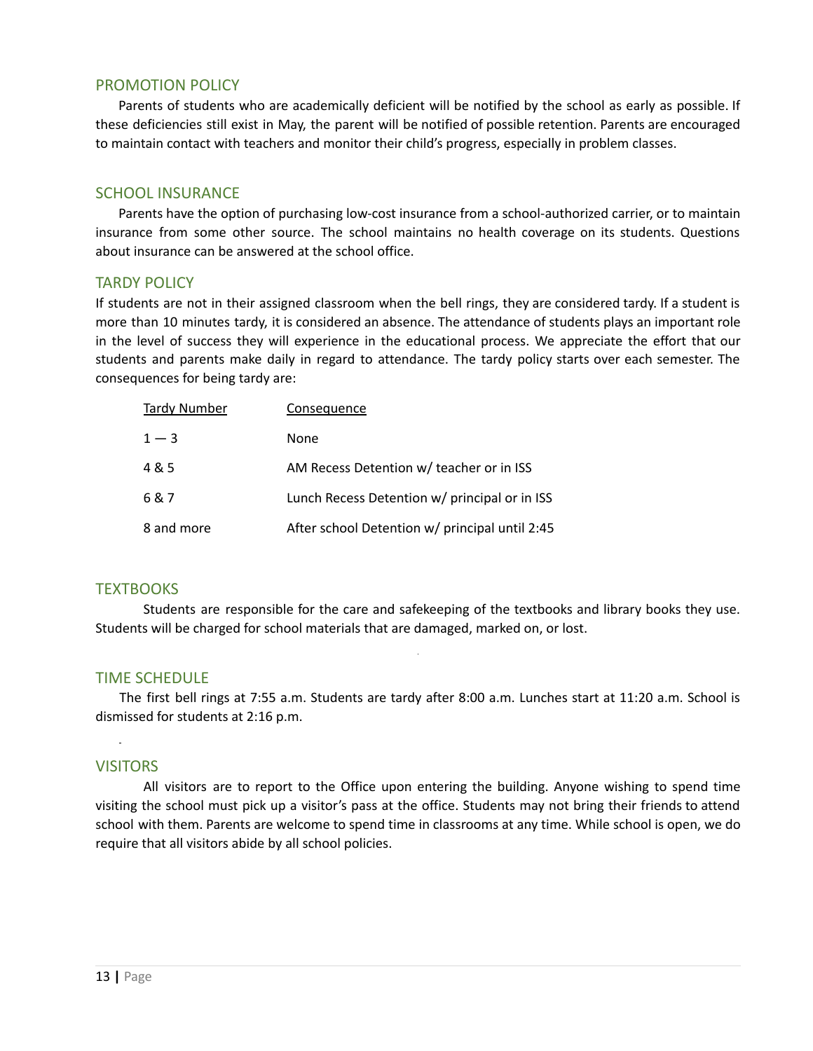## PROMOTION POLICY

Parents of students who are academically deficient will be notified by the school as early as possible. If these deficiencies still exist in May, the parent will be notified of possible retention. Parents are encouraged to maintain contact with teachers and monitor their child's progress, especially in problem classes.

## SCHOOL INSURANCE

Parents have the option of purchasing low-cost insurance from a school-authorized carrier, or to maintain insurance from some other source. The school maintains no health coverage on its students. Questions about insurance can be answered at the school office.

## TARDY POLICY

If students are not in their assigned classroom when the bell rings, they are considered tardy. If a student is more than 10 minutes tardy, it is considered an absence. The attendance of students plays an important role in the level of success they will experience in the educational process. We appreciate the effort that our students and parents make daily in regard to attendance. The tardy policy starts over each semester. The consequences for being tardy are:

| Tardy Number | Consequence |
|---|---|
| 1 — 3 | None |
| 4 & 5 | AM Recess Detention w/ teacher or in ISS |
| 6 & 7 | Lunch Recess Detention w/ principal or in ISS |
| 8 and more | After school Detention w/ principal until 2:45 |

## TEXTBOOKS

Students are responsible for the care and safekeeping of the textbooks and library books they use. Students will be charged for school materials that are damaged, marked on, or lost.

## TIME SCHEDULE

The first bell rings at 7:55 a.m. Students are tardy after 8:00 a.m. Lunches start at 11:20 a.m. School is dismissed for students at 2:16 p.m.

## VISITORS

All visitors are to report to the Office upon entering the building. Anyone wishing to spend time visiting the school must pick up a visitor's pass at the office. Students may not bring their friends to attend school with them. Parents are welcome to spend time in classrooms at any time. While school is open, we do require that all visitors abide by all school policies.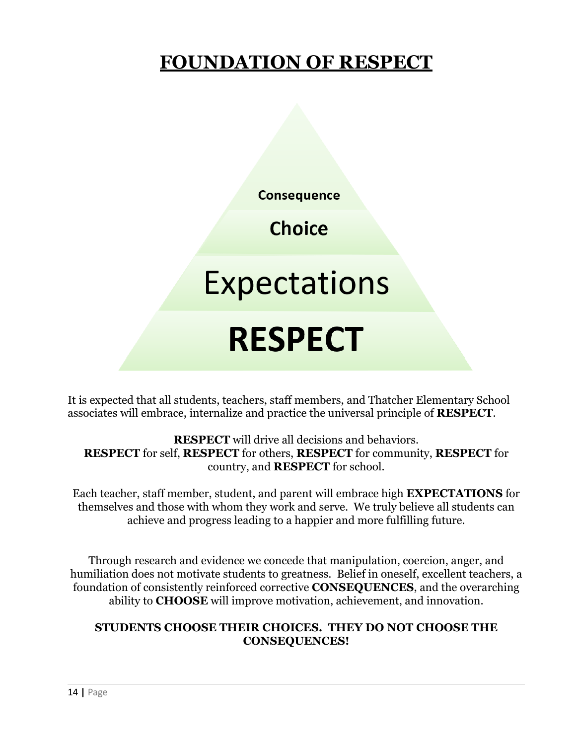# FOUNDATION OF RESPECT

Consequence

Choice

Expectations

**RESPECT**

It is expected that all students, teachers, staff members, and Thatcher Elementary School associates will embrace, internalize and practice the universal principle of **RESPECT**.

**RESPECT** will drive all decisions and behaviors.
**RESPECT** for self, **RESPECT** for others, **RESPECT** for community, **RESPECT** for country, and **RESPECT** for school.

Each teacher, staff member, student, and parent will embrace high **EXPECTATIONS** for themselves and those with whom they work and serve. We truly believe all students can achieve and progress leading to a happier and more fulfilling future.

Through research and evidence we concede that manipulation, coercion, anger, and humiliation does not motivate students to greatness. Belief in oneself, excellent teachers, a foundation of consistently reinforced corrective **CONSEQUENCES**, and the overarching ability to **CHOOSE** will improve motivation, achievement, and innovation.

**STUDENTS CHOOSE THEIR CHOICES. THEY DO NOT CHOOSE THE CONSEQUENCES!**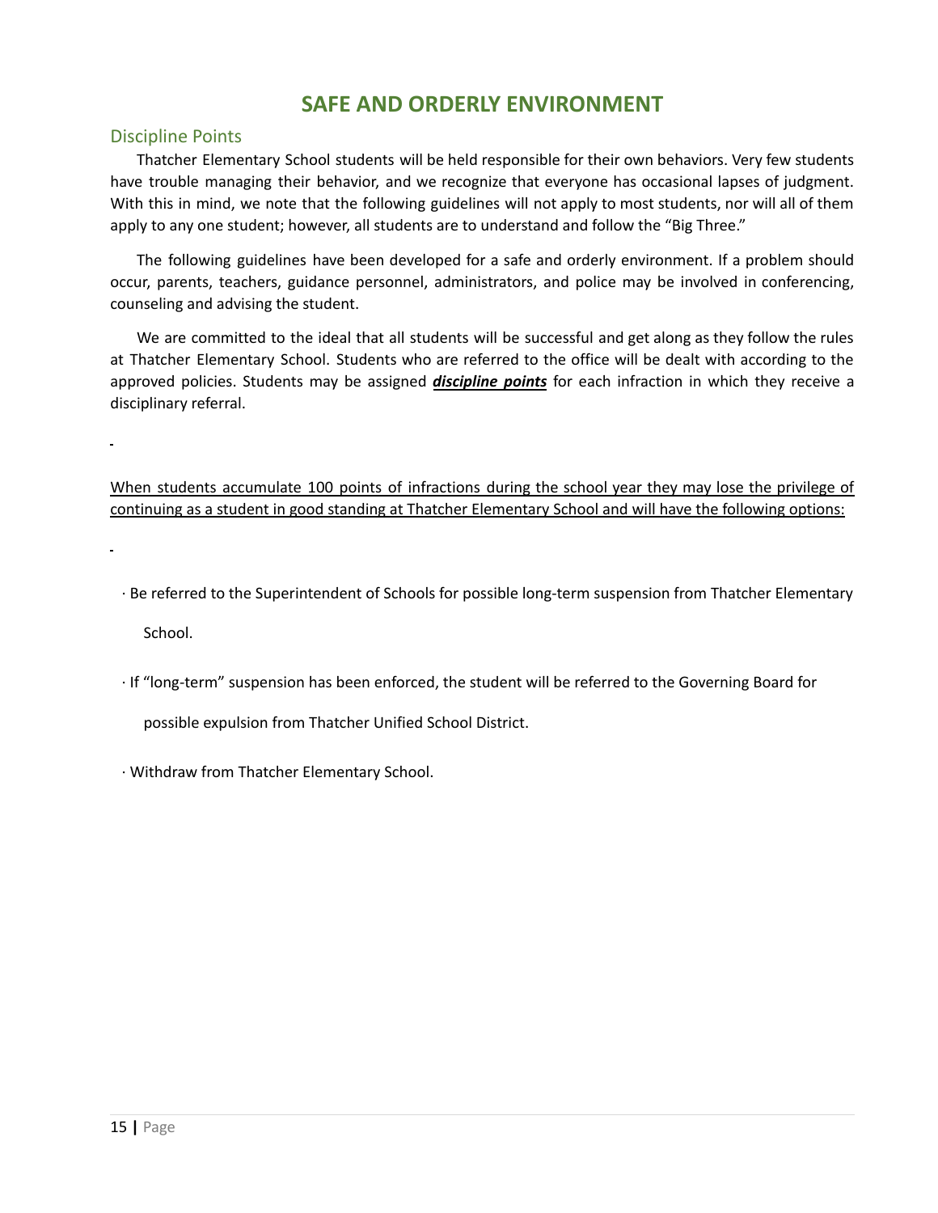# SAFE AND ORDERLY ENVIRONMENT

## Discipline Points

Thatcher Elementary School students will be held responsible for their own behaviors. Very few students have trouble managing their behavior, and we recognize that everyone has occasional lapses of judgment. With this in mind, we note that the following guidelines will not apply to most students, nor will all of them apply to any one student; however, all students are to understand and follow the "Big Three."

The following guidelines have been developed for a safe and orderly environment. If a problem should occur, parents, teachers, guidance personnel, administrators, and police may be involved in conferencing, counseling and advising the student.

We are committed to the ideal that all students will be successful and get along as they follow the rules at Thatcher Elementary School. Students who are referred to the office will be dealt with according to the approved policies. Students may be assigned ***discipline points*** for each infraction in which they receive a disciplinary referral.

When students accumulate 100 points of infractions during the school year they may lose the privilege of continuing as a student in good standing at Thatcher Elementary School and will have the following options:

- Be referred to the Superintendent of Schools for possible long-term suspension from Thatcher Elementary School.
- If "long-term" suspension has been enforced, the student will be referred to the Governing Board for possible expulsion from Thatcher Unified School District.
- Withdraw from Thatcher Elementary School.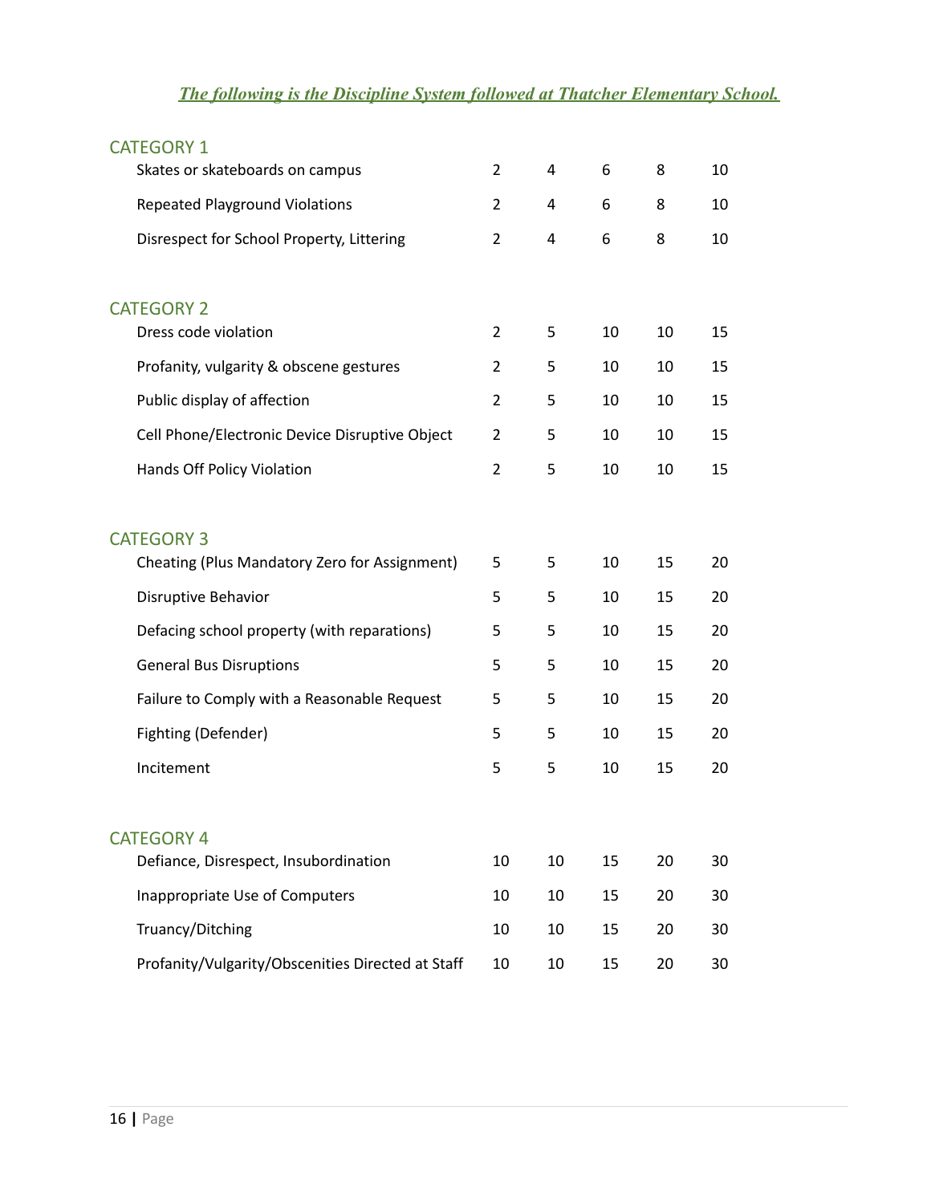*The following is the Discipline System followed at Thatcher Elementary School.*

## CATEGORY 1

| | | | | | |
|---|---|---|---|---|---|
| Skates or skateboards on campus | 2 | 4 | 6 | 8 | 10 |
| Repeated Playground Violations | 2 | 4 | 6 | 8 | 10 |
| Disrespect for School Property, Littering | 2 | 4 | 6 | 8 | 10 |

## CATEGORY 2

| | | | | | |
|---|---|---|---|---|---|
| Dress code violation | 2 | 5 | 10 | 10 | 15 |
| Profanity, vulgarity & obscene gestures | 2 | 5 | 10 | 10 | 15 |
| Public display of affection | 2 | 5 | 10 | 10 | 15 |
| Cell Phone/Electronic Device Disruptive Object | 2 | 5 | 10 | 10 | 15 |
| Hands Off Policy Violation | 2 | 5 | 10 | 10 | 15 |

## CATEGORY 3

| | | | | | |
|---|---|---|---|---|---|
| Cheating (Plus Mandatory Zero for Assignment) | 5 | 5 | 10 | 15 | 20 |
| Disruptive Behavior | 5 | 5 | 10 | 15 | 20 |
| Defacing school property (with reparations) | 5 | 5 | 10 | 15 | 20 |
| General Bus Disruptions | 5 | 5 | 10 | 15 | 20 |
| Failure to Comply with a Reasonable Request | 5 | 5 | 10 | 15 | 20 |
| Fighting (Defender) | 5 | 5 | 10 | 15 | 20 |
| Incitement | 5 | 5 | 10 | 15 | 20 |

## CATEGORY 4

| | | | | | |
|---|---|---|---|---|---|
| Defiance, Disrespect, Insubordination | 10 | 10 | 15 | 20 | 30 |
| Inappropriate Use of Computers | 10 | 10 | 15 | 20 | 30 |
| Truancy/Ditching | 10 | 10 | 15 | 20 | 30 |
| Profanity/Vulgarity/Obscenities Directed at Staff | 10 | 10 | 15 | 20 | 30 |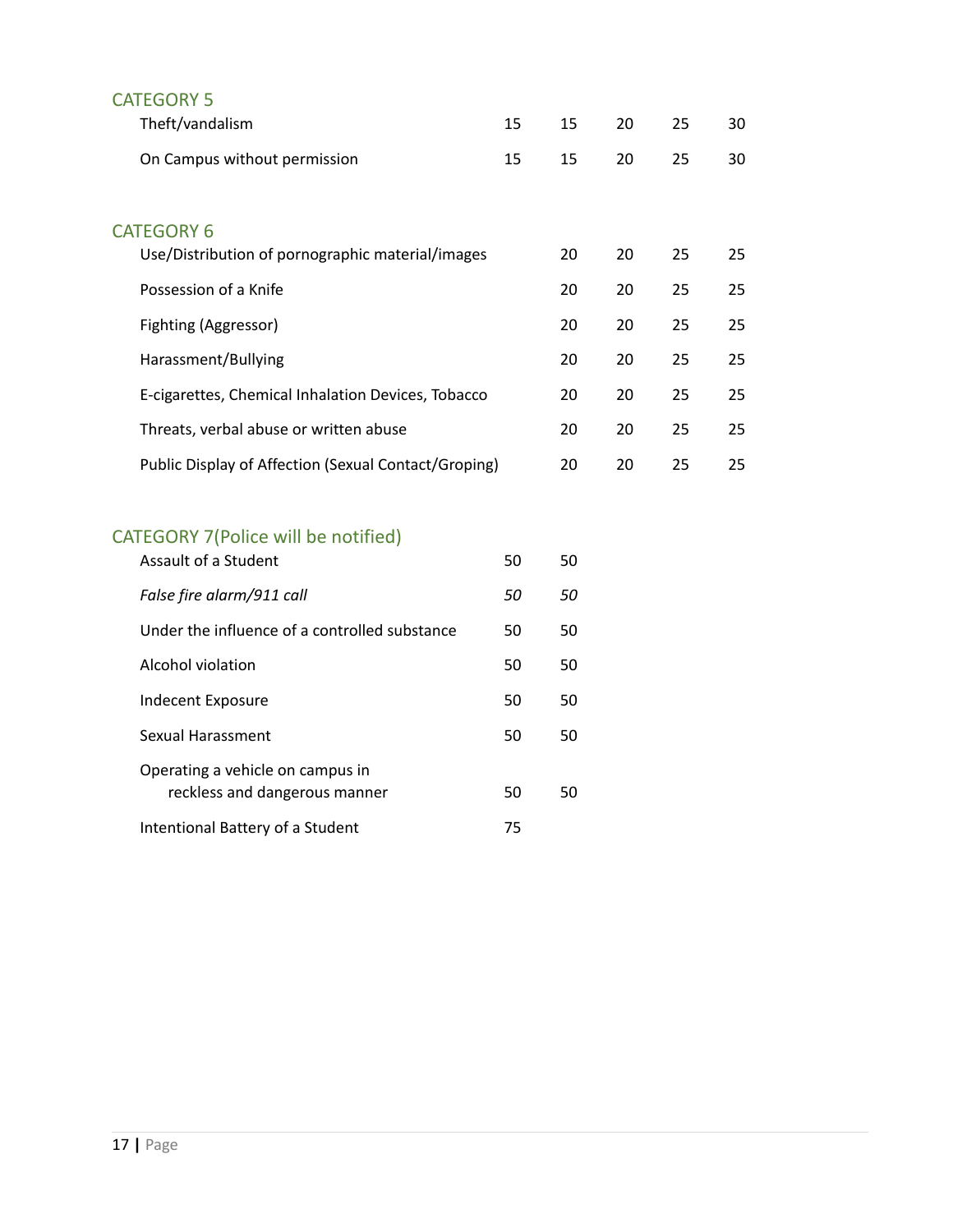## CATEGORY 5

| | | | | | |
|---|---|---|---|---|---|
| Theft/vandalism | 15 | 15 | 20 | 25 | 30 |
| On Campus without permission | 15 | 15 | 20 | 25 | 30 |

## CATEGORY 6

| | | | | | |
|---|---|---|---|---|---|
| Use/Distribution of pornographic material/images | | 20 | 20 | 25 | 25 |
| Possession of a Knife | | 20 | 20 | 25 | 25 |
| Fighting (Aggressor) | | 20 | 20 | 25 | 25 |
| Harassment/Bullying | | 20 | 20 | 25 | 25 |
| E-cigarettes, Chemical Inhalation Devices, Tobacco | | 20 | 20 | 25 | 25 |
| Threats, verbal abuse or written abuse | | 20 | 20 | 25 | 25 |
| Public Display of Affection (Sexual Contact/Groping) | | 20 | 20 | 25 | 25 |

## CATEGORY 7(Police will be notified)

| | | |
|---|---|---|
| Assault of a Student | 50 | 50 |
| *False fire alarm/911 call* | *50* | *50* |
| Under the influence of a controlled substance | 50 | 50 |
| Alcohol violation | 50 | 50 |
| Indecent Exposure | 50 | 50 |
| Sexual Harassment | 50 | 50 |
| Operating a vehicle on campus in reckless and dangerous manner | 50 | 50 |
| Intentional Battery of a Student | 75 | |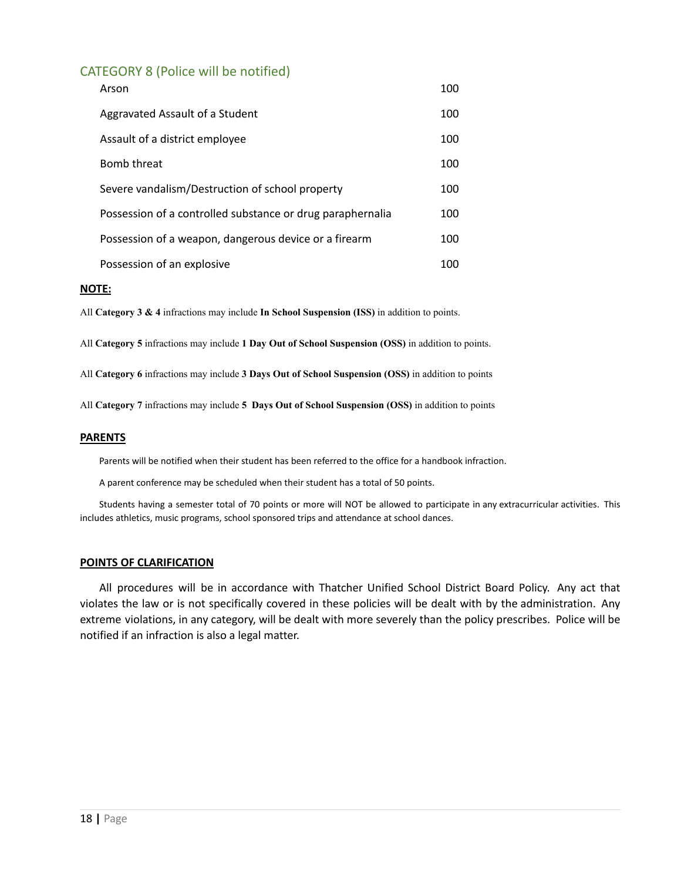## CATEGORY 8 (Police will be notified)

| Infraction | Points |
|---|---|
| Arson | 100 |
| Aggravated Assault of a Student | 100 |
| Assault of a district employee | 100 |
| Bomb threat | 100 |
| Severe vandalism/Destruction of school property | 100 |
| Possession of a controlled substance or drug paraphernalia | 100 |
| Possession of a weapon, dangerous device or a firearm | 100 |
| Possession of an explosive | 100 |

**NOTE:**

All **Category 3 & 4** infractions may include **In School Suspension (ISS)** in addition to points.

All **Category 5** infractions may include **1 Day Out of School Suspension (OSS)** in addition to points.

All **Category 6** infractions may include **3 Days Out of School Suspension (OSS)** in addition to points

All **Category 7** infractions may include **5 Days Out of School Suspension (OSS)** in addition to points

**PARENTS**

Parents will be notified when their student has been referred to the office for a handbook infraction.

A parent conference may be scheduled when their student has a total of 50 points.

Students having a semester total of 70 points or more will NOT be allowed to participate in any extracurricular activities. This includes athletics, music programs, school sponsored trips and attendance at school dances.

**POINTS OF CLARIFICATION**

All procedures will be in accordance with Thatcher Unified School District Board Policy. Any act that violates the law or is not specifically covered in these policies will be dealt with by the administration. Any extreme violations, in any category, will be dealt with more severely than the policy prescribes. Police will be notified if an infraction is also a legal matter.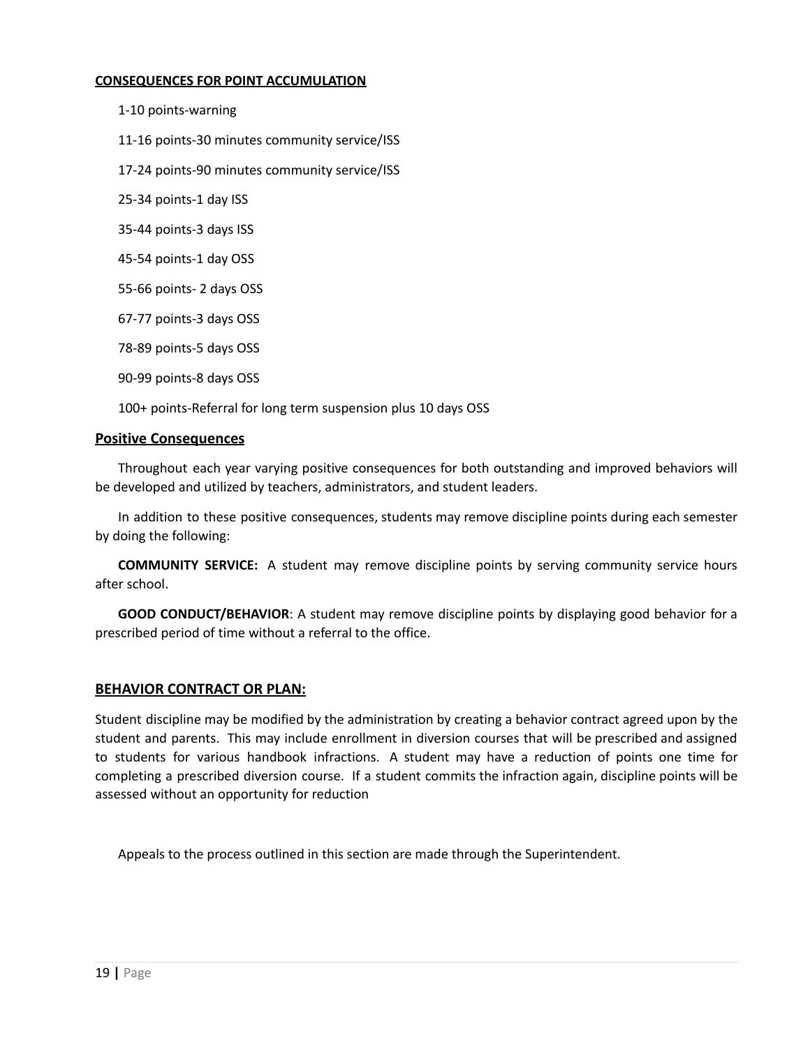**CONSEQUENCES FOR POINT ACCUMULATION**

1-10 points-warning

11-16 points-30 minutes community service/ISS

17-24 points-90 minutes community service/ISS

25-34 points-1 day ISS

35-44 points-3 days ISS

45-54 points-1 day OSS

55-66 points- 2 days OSS

67-77 points-3 days OSS

78-89 points-5 days OSS

90-99 points-8 days OSS

100+ points-Referral for long term suspension plus 10 days OSS

## Positive Consequences

Throughout each year varying positive consequences for both outstanding and improved behaviors will be developed and utilized by teachers, administrators, and student leaders.

In addition to these positive consequences, students may remove discipline points during each semester by doing the following:

**COMMUNITY SERVICE:** A student may remove discipline points by serving community service hours after school.

**GOOD CONDUCT/BEHAVIOR**: A student may remove discipline points by displaying good behavior for a prescribed period of time without a referral to the office.

## BEHAVIOR CONTRACT OR PLAN:

Student discipline may be modified by the administration by creating a behavior contract agreed upon by the student and parents. This may include enrollment in diversion courses that will be prescribed and assigned to students for various handbook infractions. A student may have a reduction of points one time for completing a prescribed diversion course. If a student commits the infraction again, discipline points will be assessed without an opportunity for reduction

Appeals to the process outlined in this section are made through the Superintendent.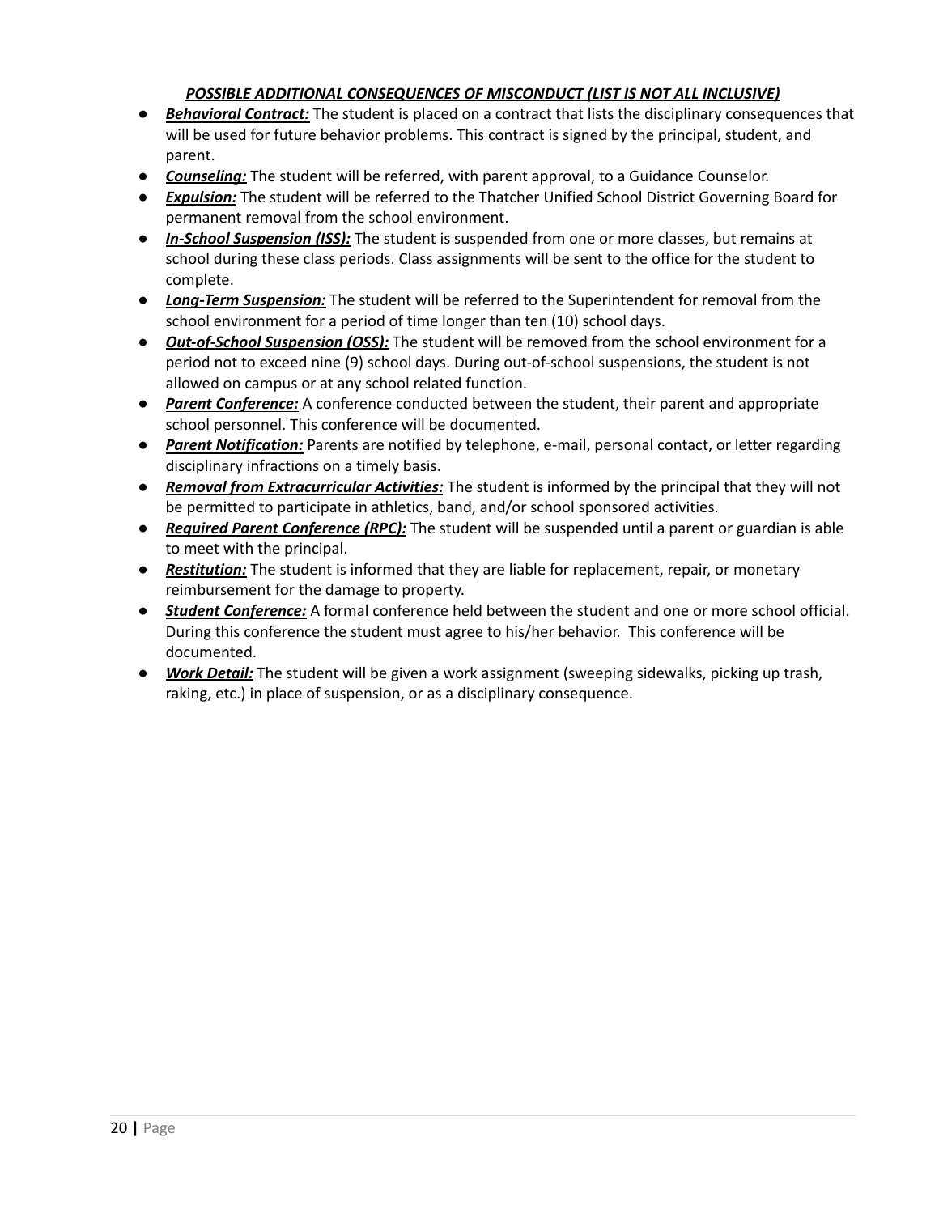***POSSIBLE ADDITIONAL CONSEQUENCES OF MISCONDUCT (LIST IS NOT ALL INCLUSIVE)***

- ***Behavioral Contract:*** The student is placed on a contract that lists the disciplinary consequences that will be used for future behavior problems. This contract is signed by the principal, student, and parent.
- ***Counseling:*** The student will be referred, with parent approval, to a Guidance Counselor.
- ***Expulsion:*** The student will be referred to the Thatcher Unified School District Governing Board for permanent removal from the school environment.
- ***In-School Suspension (ISS):*** The student is suspended from one or more classes, but remains at school during these class periods. Class assignments will be sent to the office for the student to complete.
- ***Long-Term Suspension:*** The student will be referred to the Superintendent for removal from the school environment for a period of time longer than ten (10) school days.
- ***Out-of-School Suspension (OSS):*** The student will be removed from the school environment for a period not to exceed nine (9) school days. During out-of-school suspensions, the student is not allowed on campus or at any school related function.
- ***Parent Conference:*** A conference conducted between the student, their parent and appropriate school personnel. This conference will be documented.
- ***Parent Notification:*** Parents are notified by telephone, e-mail, personal contact, or letter regarding disciplinary infractions on a timely basis.
- ***Removal from Extracurricular Activities:*** The student is informed by the principal that they will not be permitted to participate in athletics, band, and/or school sponsored activities.
- ***Required Parent Conference (RPC):*** The student will be suspended until a parent or guardian is able to meet with the principal.
- ***Restitution:*** The student is informed that they are liable for replacement, repair, or monetary reimbursement for the damage to property.
- ***Student Conference:*** A formal conference held between the student and one or more school official. During this conference the student must agree to his/her behavior. This conference will be documented.
- ***Work Detail:*** The student will be given a work assignment (sweeping sidewalks, picking up trash, raking, etc.) in place of suspension, or as a disciplinary consequence.